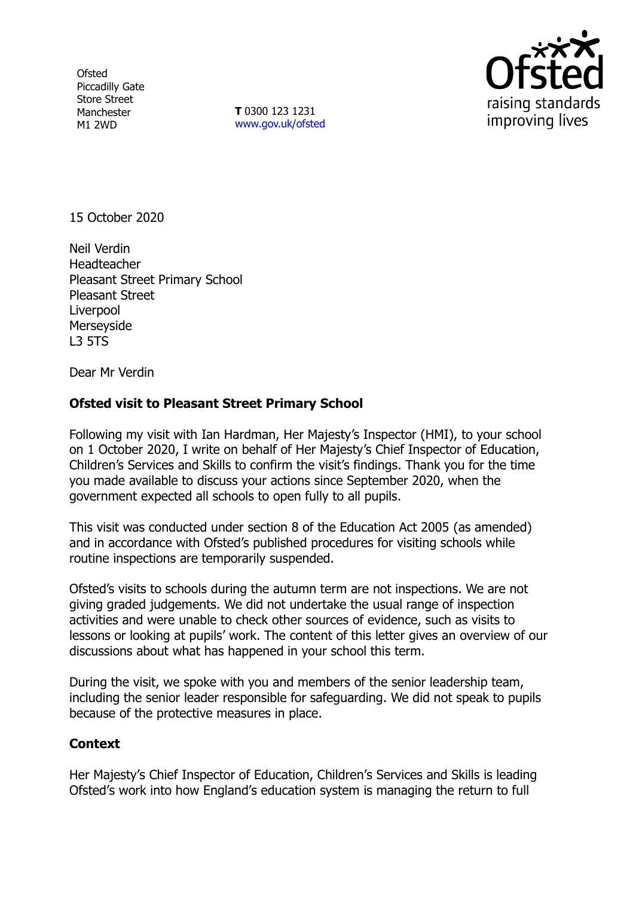Ofsted
Piccadilly Gate
Store Street
Manchester
M1 2WD

**T** 0300 123 1231
www.gov.uk/ofsted

15 October 2020

Neil Verdin
Headteacher
Pleasant Street Primary School
Pleasant Street
Liverpool
Merseyside
L3 5TS

Dear Mr Verdin

**Ofsted visit to Pleasant Street Primary School**

Following my visit with Ian Hardman, Her Majesty's Inspector (HMI), to your school on 1 October 2020, I write on behalf of Her Majesty's Chief Inspector of Education, Children's Services and Skills to confirm the visit's findings. Thank you for the time you made available to discuss your actions since September 2020, when the government expected all schools to open fully to all pupils.

This visit was conducted under section 8 of the Education Act 2005 (as amended) and in accordance with Ofsted's published procedures for visiting schools while routine inspections are temporarily suspended.

Ofsted's visits to schools during the autumn term are not inspections. We are not giving graded judgements. We did not undertake the usual range of inspection activities and were unable to check other sources of evidence, such as visits to lessons or looking at pupils' work. The content of this letter gives an overview of our discussions about what has happened in your school this term.

During the visit, we spoke with you and members of the senior leadership team, including the senior leader responsible for safeguarding. We did not speak to pupils because of the protective measures in place.

**Context**

Her Majesty's Chief Inspector of Education, Children's Services and Skills is leading Ofsted's work into how England's education system is managing the return to full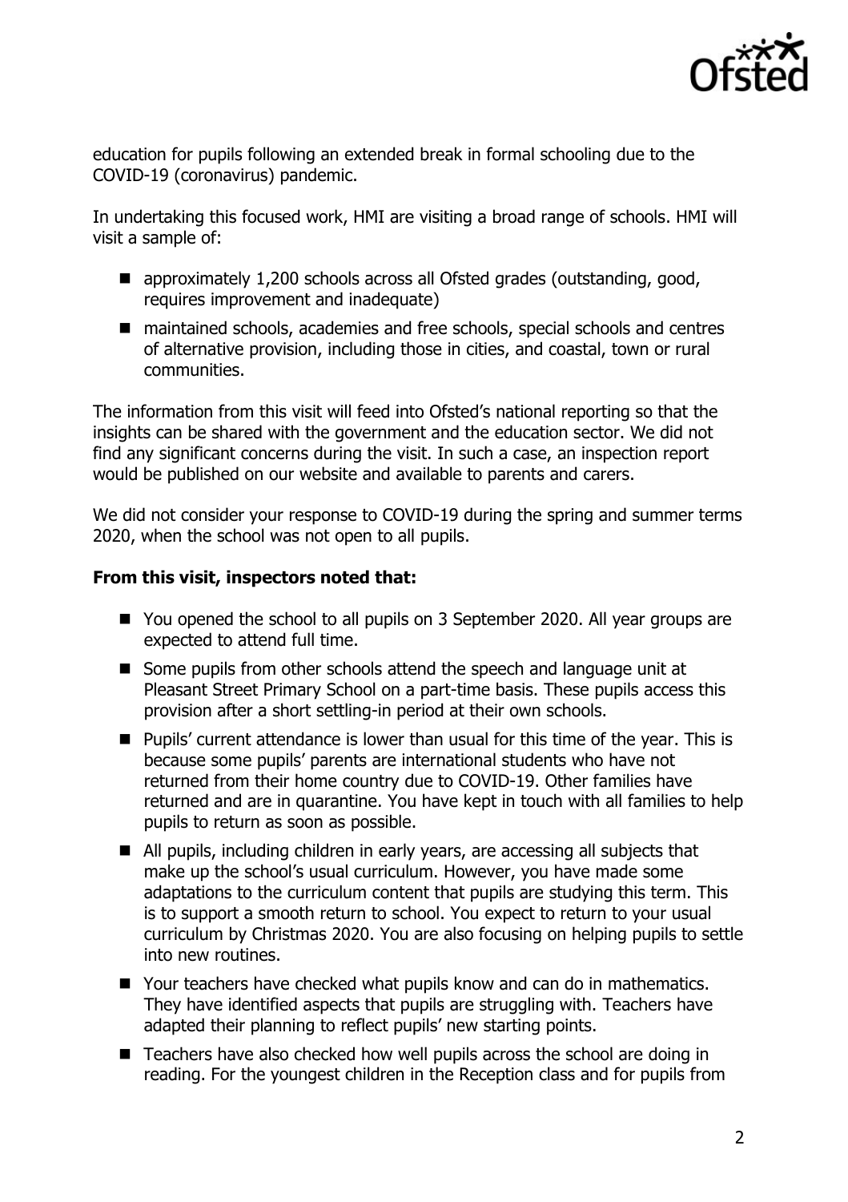education for pupils following an extended break in formal schooling due to the COVID-19 (coronavirus) pandemic.

In undertaking this focused work, HMI are visiting a broad range of schools. HMI will visit a sample of:

- approximately 1,200 schools across all Ofsted grades (outstanding, good, requires improvement and inadequate)
- maintained schools, academies and free schools, special schools and centres of alternative provision, including those in cities, and coastal, town or rural communities.

The information from this visit will feed into Ofsted's national reporting so that the insights can be shared with the government and the education sector. We did not find any significant concerns during the visit. In such a case, an inspection report would be published on our website and available to parents and carers.

We did not consider your response to COVID-19 during the spring and summer terms 2020, when the school was not open to all pupils.

**From this visit, inspectors noted that:**

- You opened the school to all pupils on 3 September 2020. All year groups are expected to attend full time.
- Some pupils from other schools attend the speech and language unit at Pleasant Street Primary School on a part-time basis. These pupils access this provision after a short settling-in period at their own schools.
- Pupils' current attendance is lower than usual for this time of the year. This is because some pupils' parents are international students who have not returned from their home country due to COVID-19. Other families have returned and are in quarantine. You have kept in touch with all families to help pupils to return as soon as possible.
- All pupils, including children in early years, are accessing all subjects that make up the school's usual curriculum. However, you have made some adaptations to the curriculum content that pupils are studying this term. This is to support a smooth return to school. You expect to return to your usual curriculum by Christmas 2020. You are also focusing on helping pupils to settle into new routines.
- Your teachers have checked what pupils know and can do in mathematics. They have identified aspects that pupils are struggling with. Teachers have adapted their planning to reflect pupils' new starting points.
- Teachers have also checked how well pupils across the school are doing in reading. For the youngest children in the Reception class and for pupils from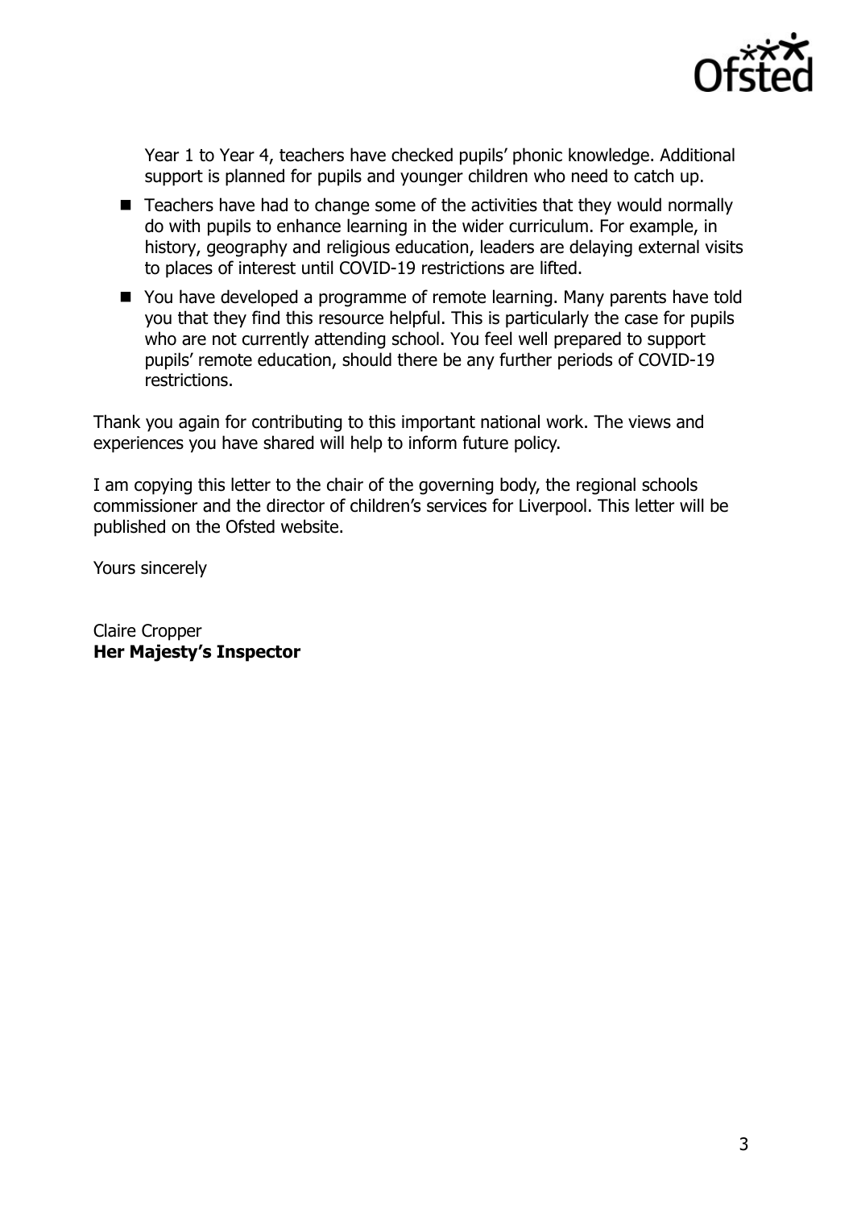Year 1 to Year 4, teachers have checked pupils' phonic knowledge. Additional support is planned for pupils and younger children who need to catch up.

- Teachers have had to change some of the activities that they would normally do with pupils to enhance learning in the wider curriculum. For example, in history, geography and religious education, leaders are delaying external visits to places of interest until COVID-19 restrictions are lifted.
- You have developed a programme of remote learning. Many parents have told you that they find this resource helpful. This is particularly the case for pupils who are not currently attending school. You feel well prepared to support pupils' remote education, should there be any further periods of COVID-19 restrictions.

Thank you again for contributing to this important national work. The views and experiences you have shared will help to inform future policy.

I am copying this letter to the chair of the governing body, the regional schools commissioner and the director of children's services for Liverpool. This letter will be published on the Ofsted website.

Yours sincerely

Claire Cropper
**Her Majesty's Inspector**